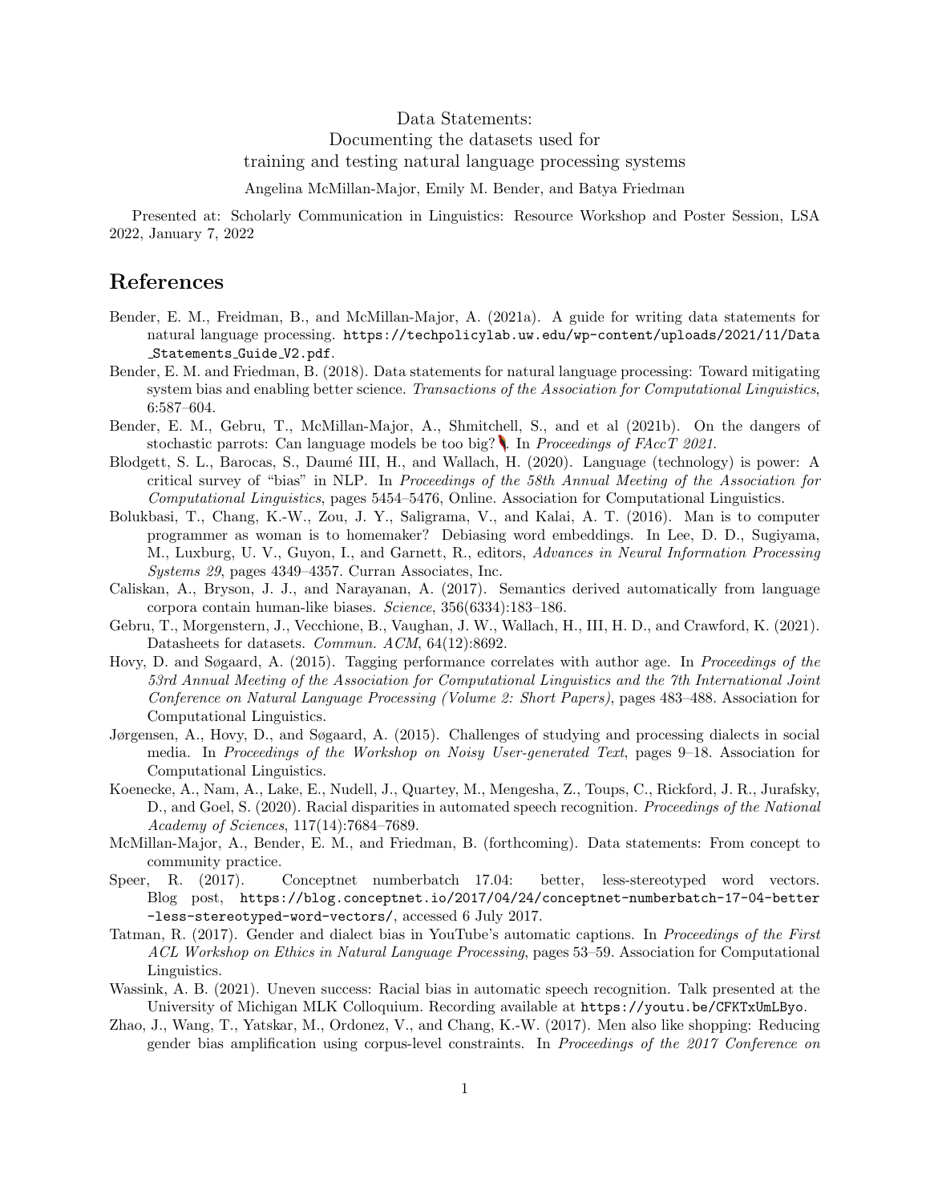Data Statements:
Documenting the datasets used for
training and testing natural language processing systems

Angelina McMillan-Major, Emily M. Bender, and Batya Friedman

Presented at: Scholarly Communication in Linguistics: Resource Workshop and Poster Session, LSA 2022, January 7, 2022

# References

Bender, E. M., Freidman, B., and McMillan-Major, A. (2021a). A guide for writing data statements for natural language processing. https://techpolicylab.uw.edu/wp-content/uploads/2021/11/Data_Statements_Guide_V2.pdf.

Bender, E. M. and Friedman, B. (2018). Data statements for natural language processing: Toward mitigating system bias and enabling better science. *Transactions of the Association for Computational Linguistics*, 6:587–604.

Bender, E. M., Gebru, T., McMillan-Major, A., Shmitchell, S., and et al (2021b). On the dangers of stochastic parrots: Can language models be too big? 🦜. In *Proceedings of FAccT 2021*.

Blodgett, S. L., Barocas, S., Daumé III, H., and Wallach, H. (2020). Language (technology) is power: A critical survey of "bias" in NLP. In *Proceedings of the 58th Annual Meeting of the Association for Computational Linguistics*, pages 5454–5476, Online. Association for Computational Linguistics.

Bolukbasi, T., Chang, K.-W., Zou, J. Y., Saligrama, V., and Kalai, A. T. (2016). Man is to computer programmer as woman is to homemaker? Debiasing word embeddings. In Lee, D. D., Sugiyama, M., Luxburg, U. V., Guyon, I., and Garnett, R., editors, *Advances in Neural Information Processing Systems 29*, pages 4349–4357. Curran Associates, Inc.

Caliskan, A., Bryson, J. J., and Narayanan, A. (2017). Semantics derived automatically from language corpora contain human-like biases. *Science*, 356(6334):183–186.

Gebru, T., Morgenstern, J., Vecchione, B., Vaughan, J. W., Wallach, H., III, H. D., and Crawford, K. (2021). Datasheets for datasets. *Commun. ACM*, 64(12):8692.

Hovy, D. and Søgaard, A. (2015). Tagging performance correlates with author age. In *Proceedings of the 53rd Annual Meeting of the Association for Computational Linguistics and the 7th International Joint Conference on Natural Language Processing (Volume 2: Short Papers)*, pages 483–488. Association for Computational Linguistics.

Jørgensen, A., Hovy, D., and Søgaard, A. (2015). Challenges of studying and processing dialects in social media. In *Proceedings of the Workshop on Noisy User-generated Text*, pages 9–18. Association for Computational Linguistics.

Koenecke, A., Nam, A., Lake, E., Nudell, J., Quartey, M., Mengesha, Z., Toups, C., Rickford, J. R., Jurafsky, D., and Goel, S. (2020). Racial disparities in automated speech recognition. *Proceedings of the National Academy of Sciences*, 117(14):7684–7689.

McMillan-Major, A., Bender, E. M., and Friedman, B. (forthcoming). Data statements: From concept to community practice.

Speer, R. (2017). Conceptnet numberbatch 17.04: better, less-stereotyped word vectors. Blog post, https://blog.conceptnet.io/2017/04/24/conceptnet-numberbatch-17-04-better-less-stereotyped-word-vectors/, accessed 6 July 2017.

Tatman, R. (2017). Gender and dialect bias in YouTube's automatic captions. In *Proceedings of the First ACL Workshop on Ethics in Natural Language Processing*, pages 53–59. Association for Computational Linguistics.

Wassink, A. B. (2021). Uneven success: Racial bias in automatic speech recognition. Talk presented at the University of Michigan MLK Colloquium. Recording available at https://youtu.be/CFKTxUmLByo.

Zhao, J., Wang, T., Yatskar, M., Ordonez, V., and Chang, K.-W. (2017). Men also like shopping: Reducing gender bias amplification using corpus-level constraints. In *Proceedings of the 2017 Conference on*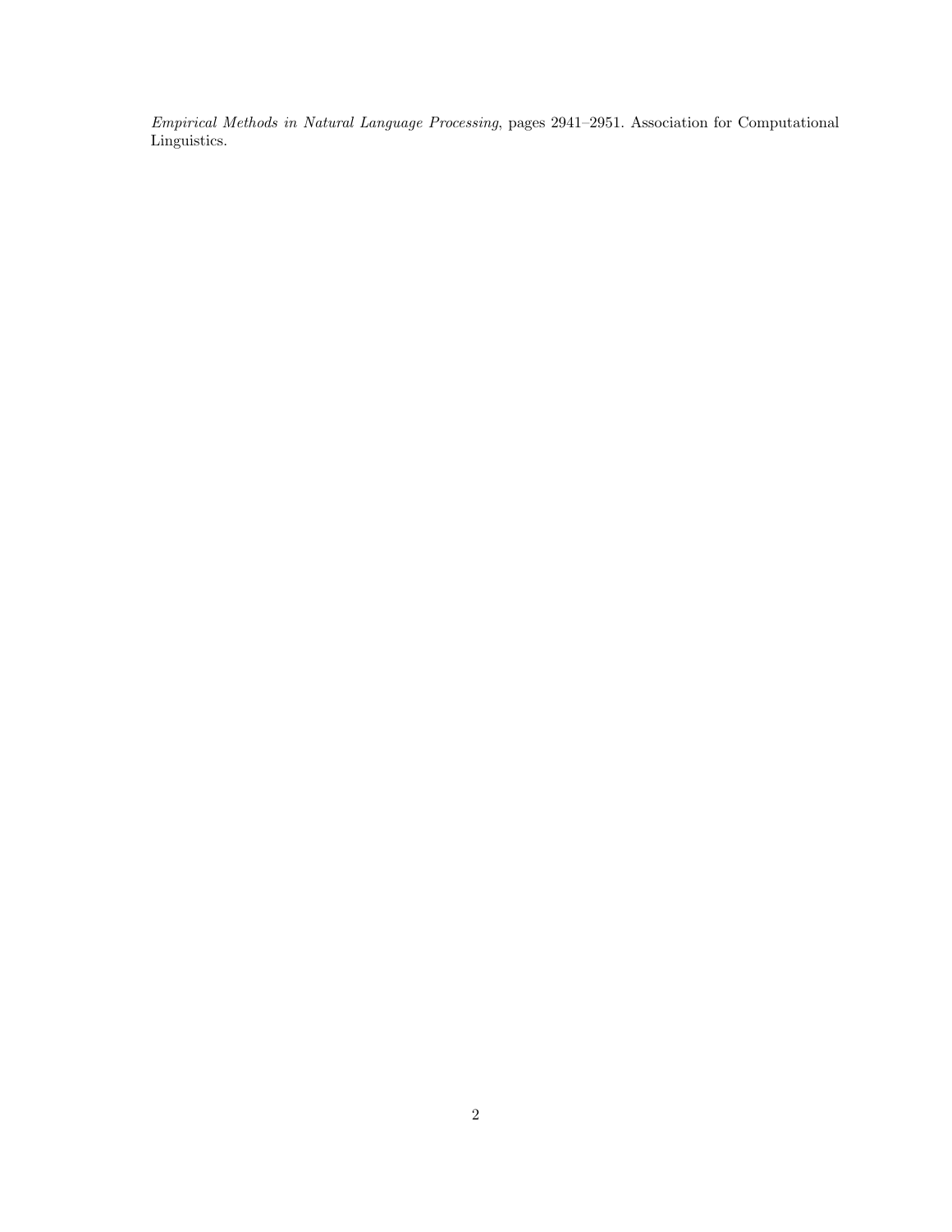*Empirical Methods in Natural Language Processing*, pages 2941–2951. Association for Computational Linguistics.